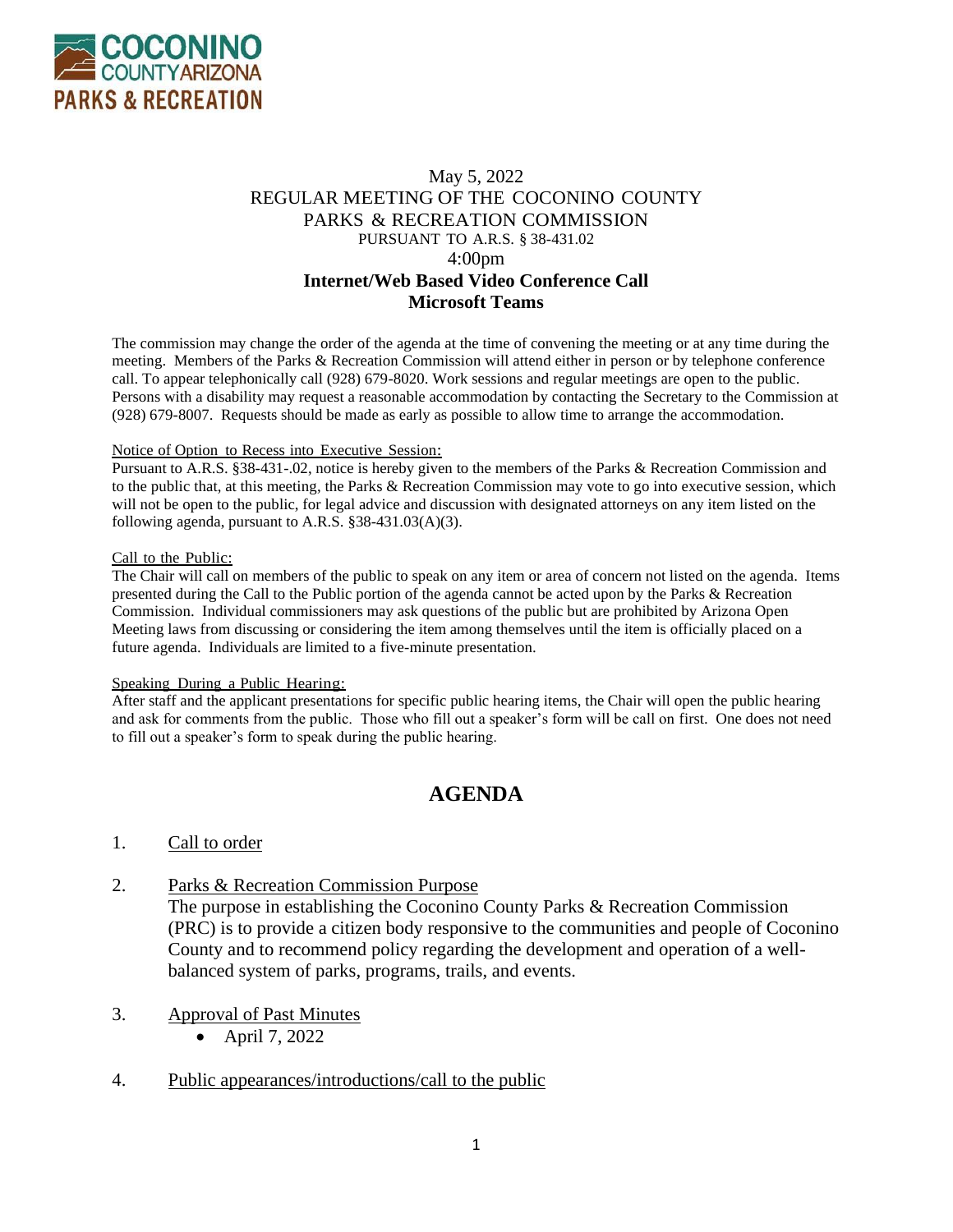COCONINO COUNTY ARIZONA PARKS & RECREATION

May 5, 2022
REGULAR MEETING OF THE COCONINO COUNTY
PARKS & RECREATION COMMISSION
PURSUANT TO A.R.S. § 38-431.02
4:00pm
**Internet/Web Based Video Conference Call**
**Microsoft Teams**

The commission may change the order of the agenda at the time of convening the meeting or at any time during the meeting. Members of the Parks & Recreation Commission will attend either in person or by telephone conference call. To appear telephonically call (928) 679-8020. Work sessions and regular meetings are open to the public. Persons with a disability may request a reasonable accommodation by contacting the Secretary to the Commission at (928) 679-8007. Requests should be made as early as possible to allow time to arrange the accommodation.

Notice of Option to Recess into Executive Session:
Pursuant to A.R.S. §38-431-.02, notice is hereby given to the members of the Parks & Recreation Commission and to the public that, at this meeting, the Parks & Recreation Commission may vote to go into executive session, which will not be open to the public, for legal advice and discussion with designated attorneys on any item listed on the following agenda, pursuant to A.R.S. §38-431.03(A)(3).

Call to the Public:
The Chair will call on members of the public to speak on any item or area of concern not listed on the agenda. Items presented during the Call to the Public portion of the agenda cannot be acted upon by the Parks & Recreation Commission. Individual commissioners may ask questions of the public but are prohibited by Arizona Open Meeting laws from discussing or considering the item among themselves until the item is officially placed on a future agenda. Individuals are limited to a five-minute presentation.

Speaking During a Public Hearing:
After staff and the applicant presentations for specific public hearing items, the Chair will open the public hearing and ask for comments from the public. Those who fill out a speaker's form will be call on first. One does not need to fill out a speaker's form to speak during the public hearing.

## AGENDA

1. Call to order

2. Parks & Recreation Commission Purpose
   The purpose in establishing the Coconino County Parks & Recreation Commission (PRC) is to provide a citizen body responsive to the communities and people of Coconino County and to recommend policy regarding the development and operation of a well-balanced system of parks, programs, trails, and events.

3. Approval of Past Minutes
   - April 7, 2022

4. Public appearances/introductions/call to the public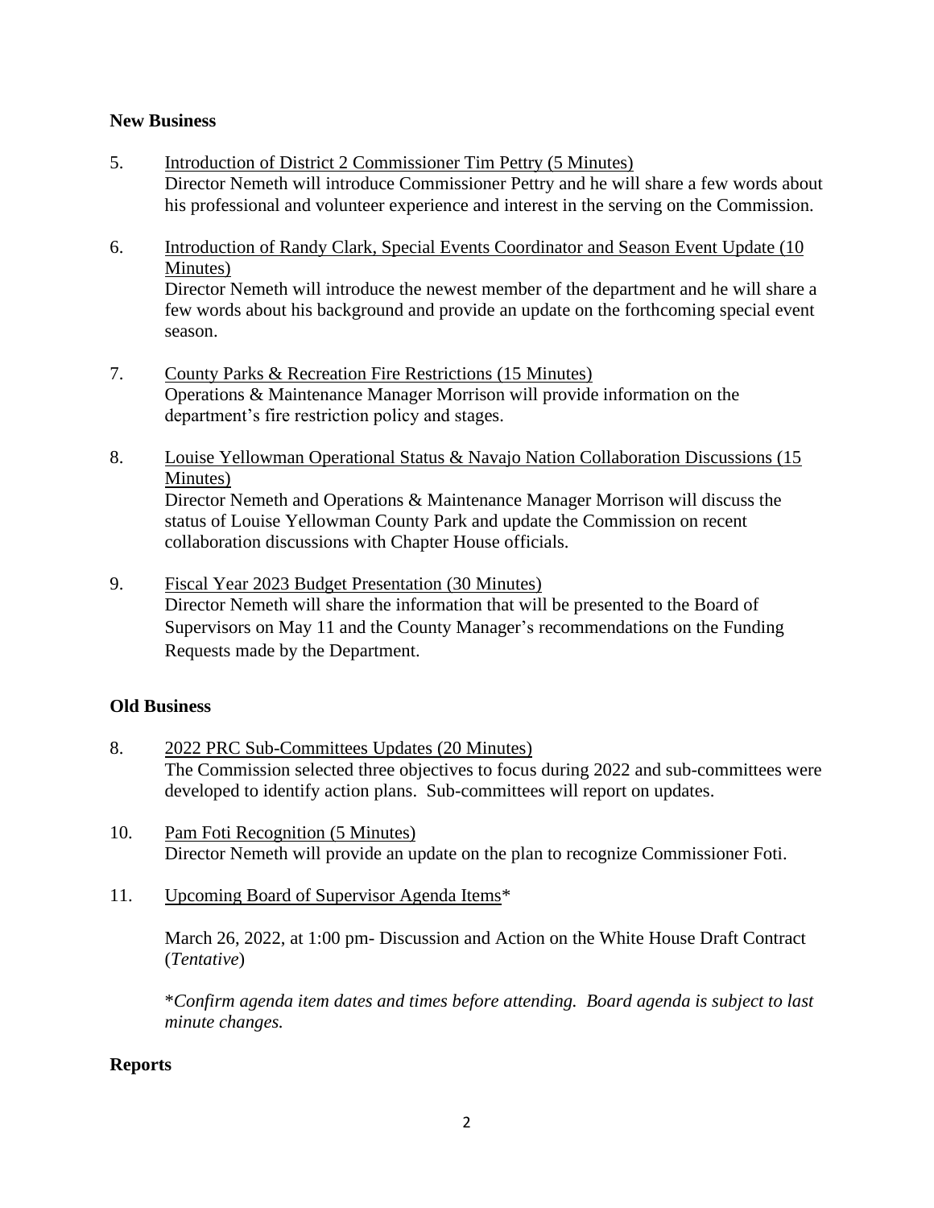**New Business**

5. Introduction of District 2 Commissioner Tim Pettry (5 Minutes)
   Director Nemeth will introduce Commissioner Pettry and he will share a few words about his professional and volunteer experience and interest in the serving on the Commission.

6. Introduction of Randy Clark, Special Events Coordinator and Season Event Update (10 Minutes)
   Director Nemeth will introduce the newest member of the department and he will share a few words about his background and provide an update on the forthcoming special event season.

7. County Parks & Recreation Fire Restrictions (15 Minutes)
   Operations & Maintenance Manager Morrison will provide information on the department's fire restriction policy and stages.

8. Louise Yellowman Operational Status & Navajo Nation Collaboration Discussions (15 Minutes)
   Director Nemeth and Operations & Maintenance Manager Morrison will discuss the status of Louise Yellowman County Park and update the Commission on recent collaboration discussions with Chapter House officials.

9. Fiscal Year 2023 Budget Presentation (30 Minutes)
   Director Nemeth will share the information that will be presented to the Board of Supervisors on May 11 and the County Manager's recommendations on the Funding Requests made by the Department.

**Old Business**

8. 2022 PRC Sub-Committees Updates (20 Minutes)
   The Commission selected three objectives to focus during 2022 and sub-committees were developed to identify action plans. Sub-committees will report on updates.

10. Pam Foti Recognition (5 Minutes)
    Director Nemeth will provide an update on the plan to recognize Commissioner Foti.

11. Upcoming Board of Supervisor Agenda Items*

    March 26, 2022, at 1:00 pm- Discussion and Action on the White House Draft Contract (*Tentative*)

    **Confirm agenda item dates and times before attending. Board agenda is subject to last minute changes.*

**Reports**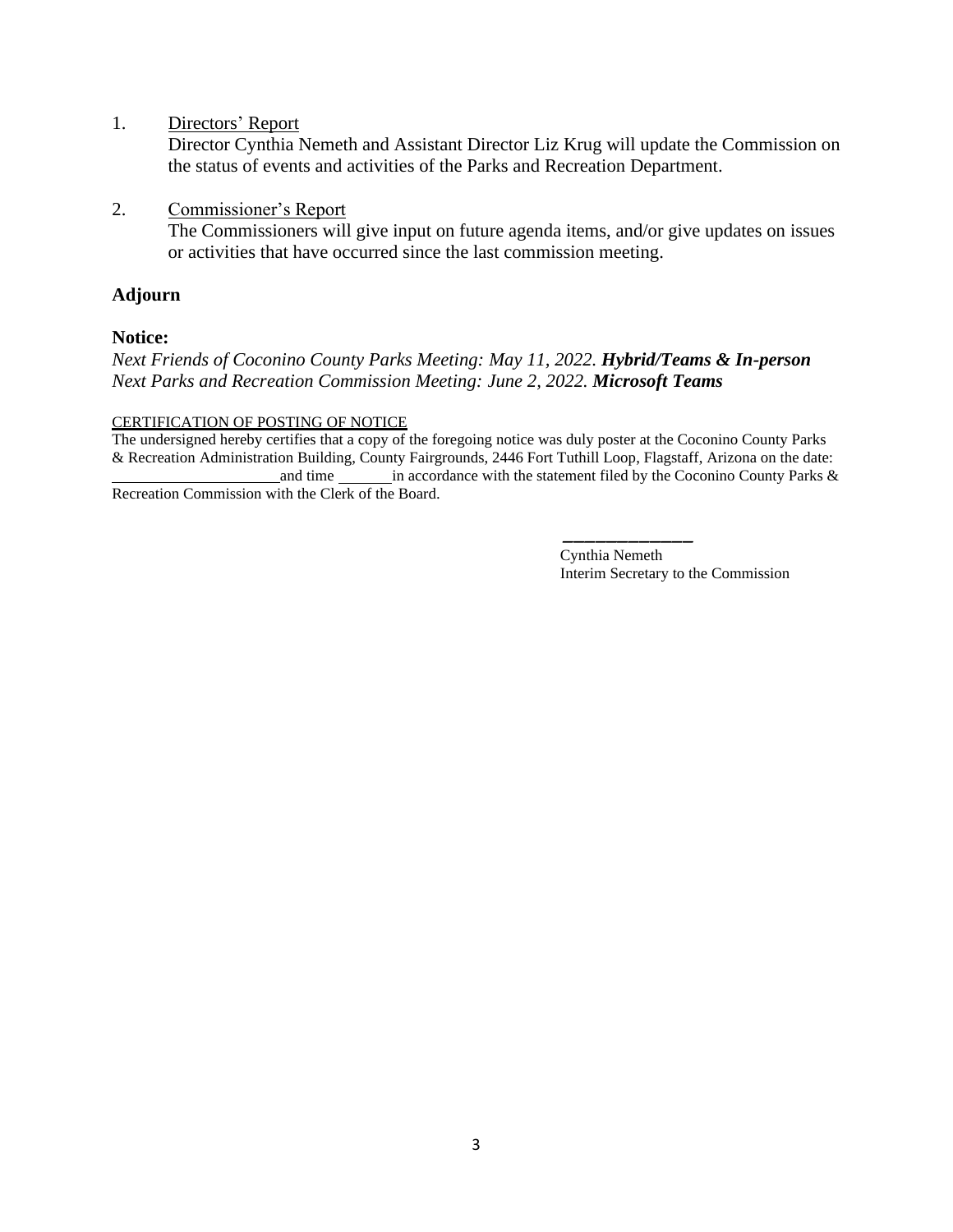1. Directors' Report

   Director Cynthia Nemeth and Assistant Director Liz Krug will update the Commission on the status of events and activities of the Parks and Recreation Department.

2. Commissioner's Report

   The Commissioners will give input on future agenda items, and/or give updates on issues or activities that have occurred since the last commission meeting.

**Adjourn**

**Notice:**

*Next Friends of Coconino County Parks Meeting: May 11, 2022.* ***Hybrid/Teams & In-person***
*Next Parks and Recreation Commission Meeting: June 2, 2022.* ***Microsoft Teams***

CERTIFICATION OF POSTING OF NOTICE

The undersigned hereby certifies that a copy of the foregoing notice was duly poster at the Coconino County Parks & Recreation Administration Building, County Fairgrounds, 2446 Fort Tuthill Loop, Flagstaff, Arizona on the date: ____________________ and time _______ in accordance with the statement filed by the Coconino County Parks & Recreation Commission with the Clerk of the Board.

_______________
Cynthia Nemeth
Interim Secretary to the Commission